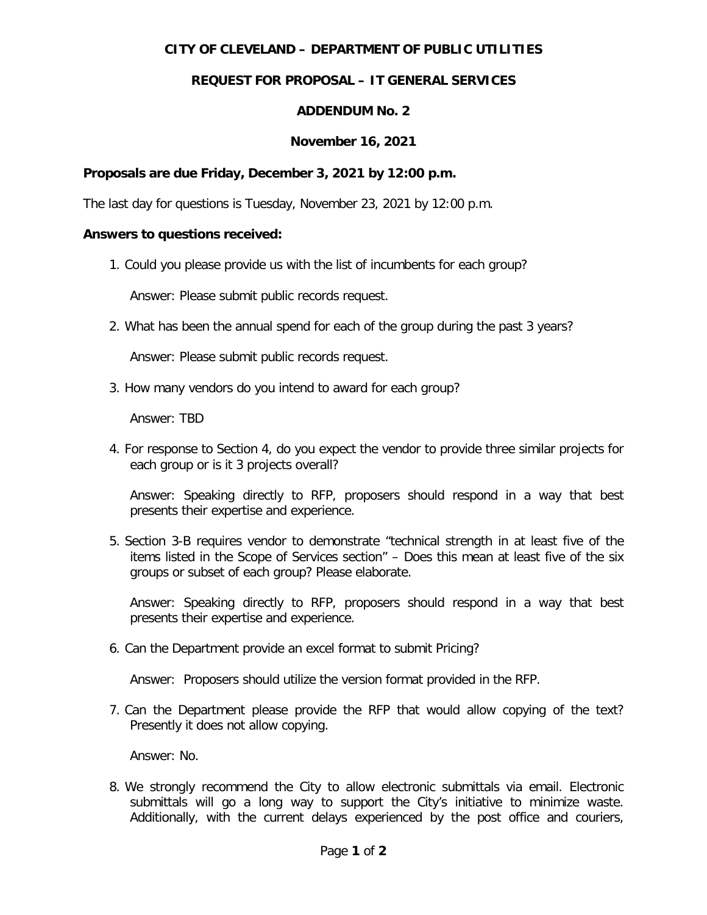**CITY OF CLEVELAND – DEPARTMENT OF PUBLIC UTILITIES**

**REQUEST FOR PROPOSAL – IT GENERAL SERVICES**

**ADDENDUM No. 2**

**November 16, 2021**

**Proposals are due Friday, December 3, 2021 by 12:00 p.m.**

The last day for questions is Tuesday, November 23, 2021 by 12:00 p.m.

**Answers to questions received:**

1. Could you please provide us with the list of incumbents for each group?

   Answer: Please submit public records request.

2. What has been the annual spend for each of the group during the past 3 years?

   Answer: Please submit public records request.

3. How many vendors do you intend to award for each group?

   Answer: TBD

4. For response to Section 4, do you expect the vendor to provide three similar projects for each group or is it 3 projects overall?

   Answer: Speaking directly to RFP, proposers should respond in a way that best presents their expertise and experience.

5. Section 3-B requires vendor to demonstrate "technical strength in at least five of the items listed in the Scope of Services section" – Does this mean at least five of the six groups or subset of each group? Please elaborate.

   Answer: Speaking directly to RFP, proposers should respond in a way that best presents their expertise and experience.

6. Can the Department provide an excel format to submit Pricing?

   Answer: Proposers should utilize the version format provided in the RFP.

7. Can the Department please provide the RFP that would allow copying of the text? Presently it does not allow copying.

   Answer: No.

8. We strongly recommend the City to allow electronic submittals via email. Electronic submittals will go a long way to support the City's initiative to minimize waste. Additionally, with the current delays experienced by the post office and couriers,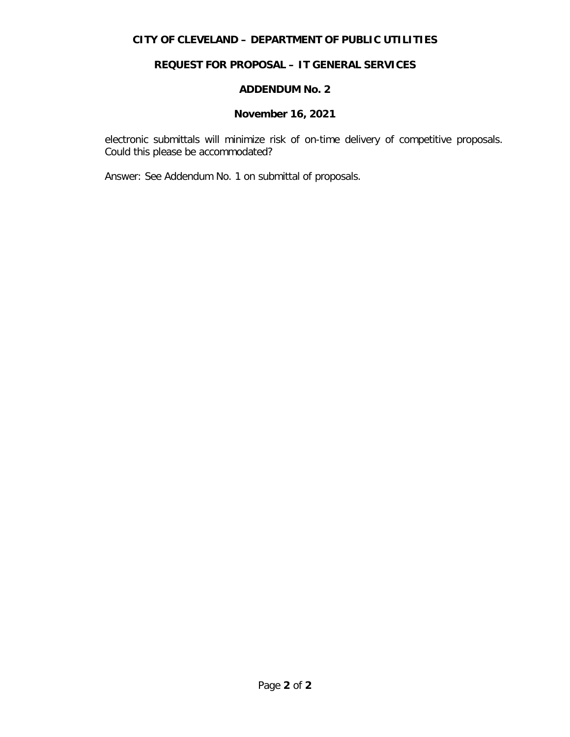electronic submittals will minimize risk of on-time delivery of competitive proposals. Could this please be accommodated?

Answer: See Addendum No. 1 on submittal of proposals.